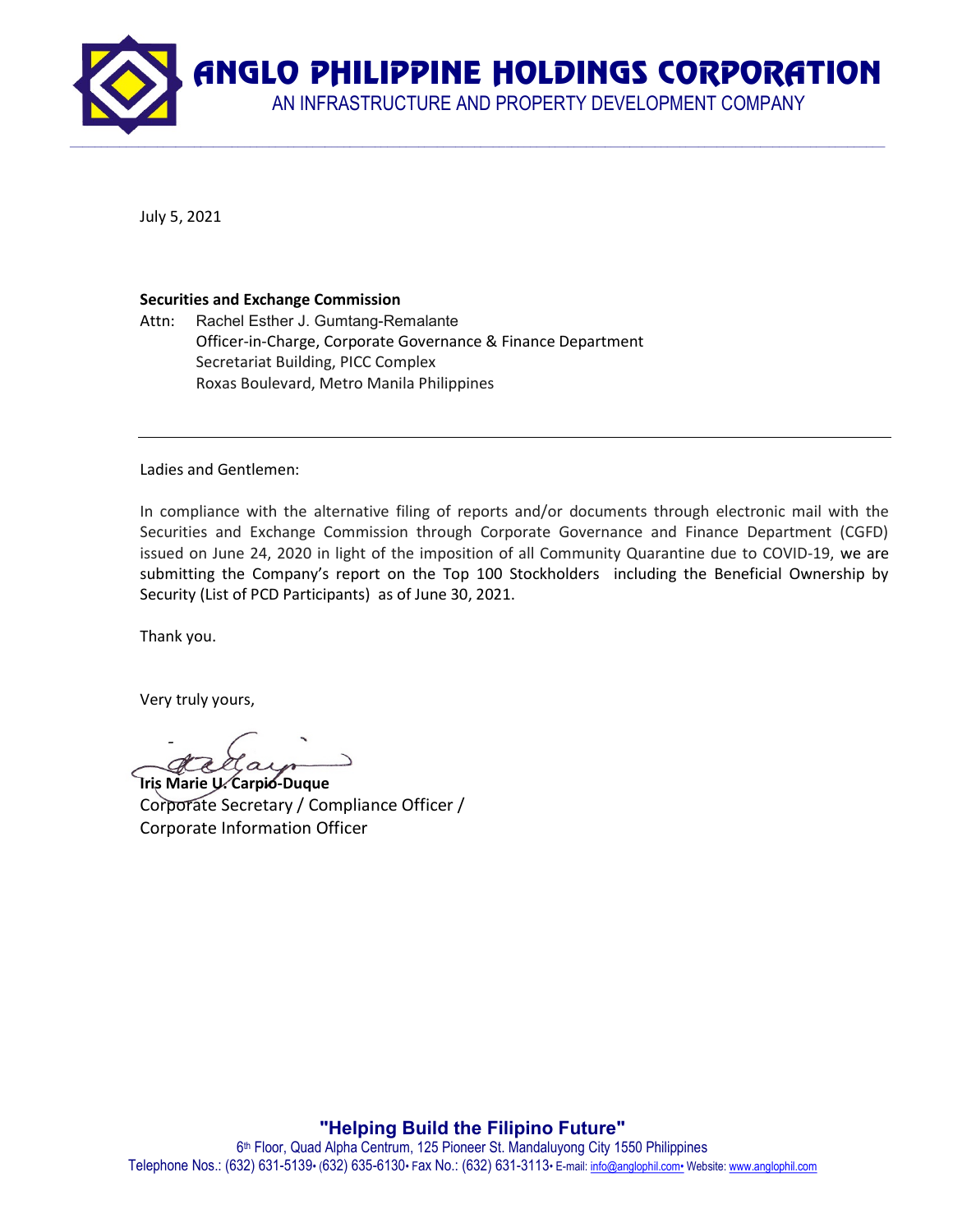# ANGLO PHILIPPINE HOLDINGS CORPORATION

AN INFRASTRUCTURE AND PROPERTY DEVELOPMENT COMPANY

July 5, 2021

**Securities and Exchange Commission**

Attn: Rachel Esther J. Gumtang-Remalante
Officer-in-Charge, Corporate Governance & Finance Department
Secretariat Building, PICC Complex
Roxas Boulevard, Metro Manila Philippines

Ladies and Gentlemen:

In compliance with the alternative filing of reports and/or documents through electronic mail with the Securities and Exchange Commission through Corporate Governance and Finance Department (CGFD) issued on June 24, 2020 in light of the imposition of all Community Quarantine due to COVID-19, we are submitting the Company's report on the Top 100 Stockholders including the Beneficial Ownership by Security (List of PCD Participants) as of June 30, 2021.

Thank you.

Very truly yours,

**Iris Marie U. Carpio-Duque**
Corporate Secretary / Compliance Officer /
Corporate Information Officer

**"Helping Build the Filipino Future"**

6th Floor, Quad Alpha Centrum, 125 Pioneer St. Mandaluyong City 1550 Philippines
Telephone Nos.: (632) 631-5139• (632) 635-6130• Fax No.: (632) 631-3113• E-mail: info@anglophil.com• Website: www.anglophil.com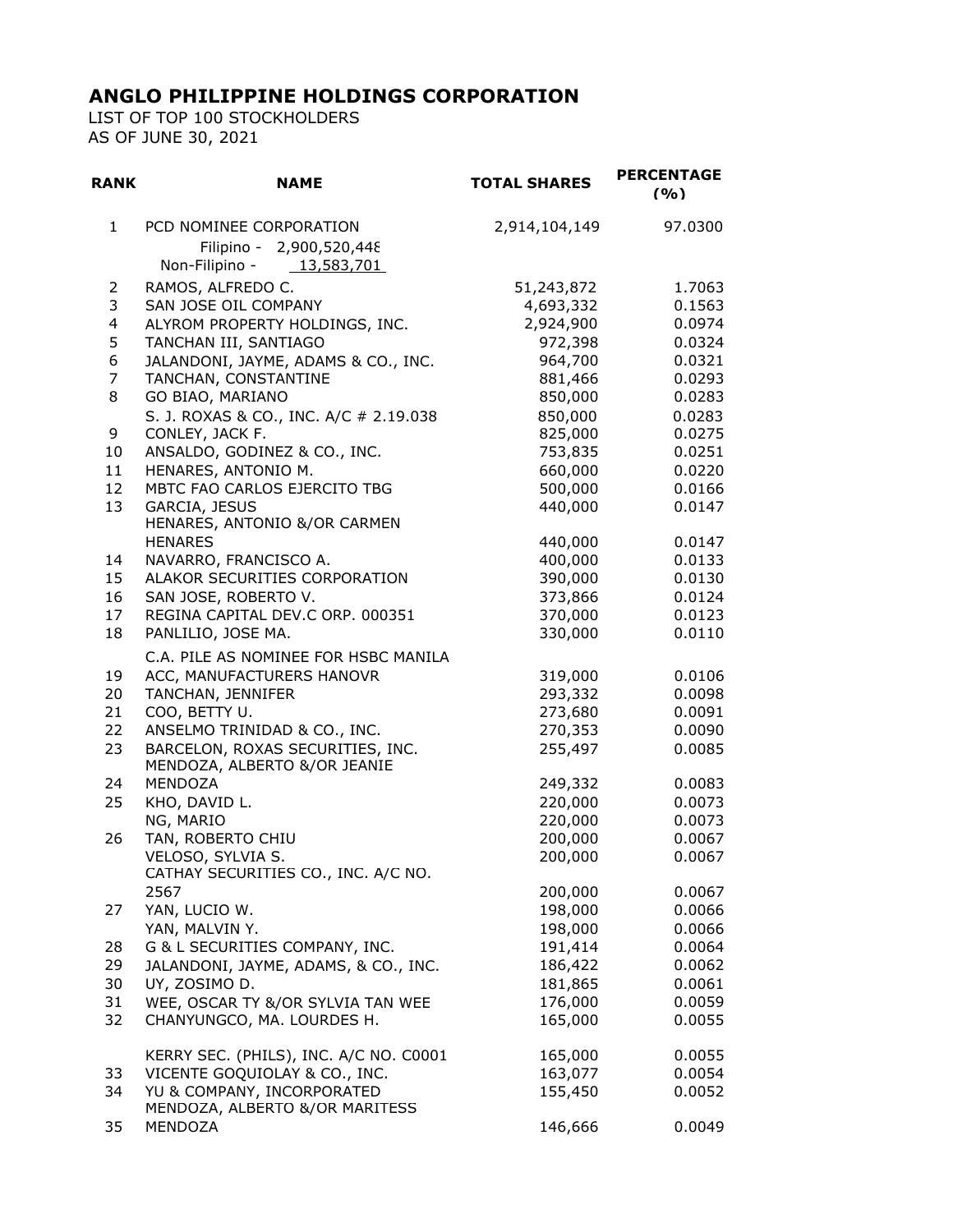# ANGLO PHILIPPINE HOLDINGS CORPORATION

LIST OF TOP 100 STOCKHOLDERS
AS OF JUNE 30, 2021

| RANK | NAME | TOTAL SHARES | PERCENTAGE (%) |
|---|---|---|---|
| 1 | PCD NOMINEE CORPORATION<br>Filipino - 2,900,520,448<br>Non-Filipino - 13,583,701 | 2,914,104,149 | 97.0300 |
| 2 | RAMOS, ALFREDO C. | 51,243,872 | 1.7063 |
| 3 | SAN JOSE OIL COMPANY | 4,693,332 | 0.1563 |
| 4 | ALYROM PROPERTY HOLDINGS, INC. | 2,924,900 | 0.0974 |
| 5 | TANCHAN III, SANTIAGO | 972,398 | 0.0324 |
| 6 | JALANDONI, JAYME, ADAMS & CO., INC. | 964,700 | 0.0321 |
| 7 | TANCHAN, CONSTANTINE | 881,466 | 0.0293 |
| 8 | GO BIAO, MARIANO | 850,000 | 0.0283 |
| | S. J. ROXAS & CO., INC. A/C # 2.19.038 | 850,000 | 0.0283 |
| 9 | CONLEY, JACK F. | 825,000 | 0.0275 |
| 10 | ANSALDO, GODINEZ & CO., INC. | 753,835 | 0.0251 |
| 11 | HENARES, ANTONIO M. | 660,000 | 0.0220 |
| 12 | MBTC FAO CARLOS EJERCITO TBG | 500,000 | 0.0166 |
| 13 | GARCIA, JESUS | 440,000 | 0.0147 |
| | HENARES, ANTONIO &/OR CARMEN HENARES | 440,000 | 0.0147 |
| 14 | NAVARRO, FRANCISCO A. | 400,000 | 0.0133 |
| 15 | ALAKOR SECURITIES CORPORATION | 390,000 | 0.0130 |
| 16 | SAN JOSE, ROBERTO V. | 373,866 | 0.0124 |
| 17 | REGINA CAPITAL DEV.C ORP. 000351 | 370,000 | 0.0123 |
| 18 | PANLILIO, JOSE MA. | 330,000 | 0.0110 |
| 19 | C.A. PILE AS NOMINEE FOR HSBC MANILA ACC, MANUFACTURERS HANOVR | 319,000 | 0.0106 |
| 20 | TANCHAN, JENNIFER | 293,332 | 0.0098 |
| 21 | COO, BETTY U. | 273,680 | 0.0091 |
| 22 | ANSELMO TRINIDAD & CO., INC. | 270,353 | 0.0090 |
| 23 | BARCELON, ROXAS SECURITIES, INC. | 255,497 | 0.0085 |
| 24 | MENDOZA, ALBERTO &/OR JEANIE MENDOZA | 249,332 | 0.0083 |
| 25 | KHO, DAVID L. | 220,000 | 0.0073 |
| | NG, MARIO | 220,000 | 0.0073 |
| 26 | TAN, ROBERTO CHIU | 200,000 | 0.0067 |
| | VELOSO, SYLVIA S. | 200,000 | 0.0067 |
| | CATHAY SECURITIES CO., INC. A/C NO. 2567 | 200,000 | 0.0067 |
| 27 | YAN, LUCIO W. | 198,000 | 0.0066 |
| | YAN, MALVIN Y. | 198,000 | 0.0066 |
| 28 | G & L SECURITIES COMPANY, INC. | 191,414 | 0.0064 |
| 29 | JALANDONI, JAYME, ADAMS, & CO., INC. | 186,422 | 0.0062 |
| 30 | UY, ZOSIMO D. | 181,865 | 0.0061 |
| 31 | WEE, OSCAR TY &/OR SYLVIA TAN WEE | 176,000 | 0.0059 |
| 32 | CHANYUNGCO, MA. LOURDES H. | 165,000 | 0.0055 |
| | KERRY SEC. (PHILS), INC. A/C NO. C0001 | 165,000 | 0.0055 |
| 33 | VICENTE GOQUIOLAY & CO., INC. | 163,077 | 0.0054 |
| 34 | YU & COMPANY, INCORPORATED | 155,450 | 0.0052 |
| 35 | MENDOZA, ALBERTO &/OR MARITESS MENDOZA | 146,666 | 0.0049 |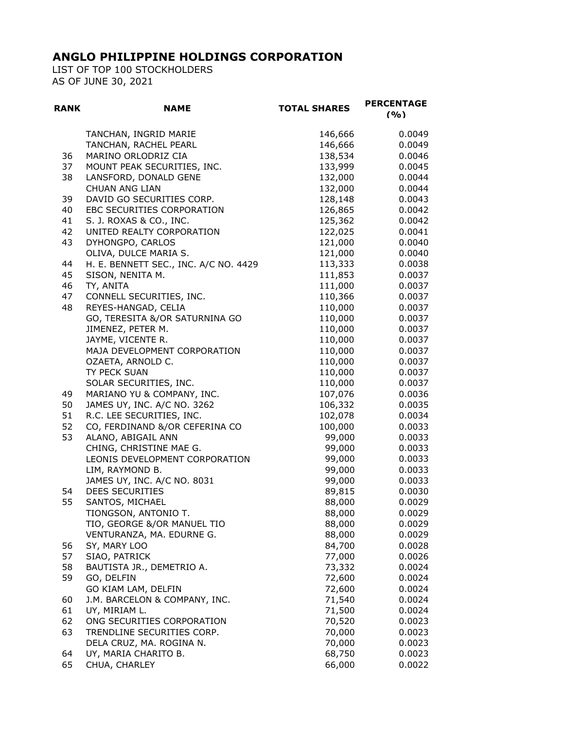# ANGLO PHILIPPINE HOLDINGS CORPORATION

LIST OF TOP 100 STOCKHOLDERS
AS OF JUNE 30, 2021

| RANK | NAME | TOTAL SHARES | PERCENTAGE (%) |
|---|---|---|---|
| | TANCHAN, INGRID MARIE | 146,666 | 0.0049 |
| | TANCHAN, RACHEL PEARL | 146,666 | 0.0049 |
| 36 | MARINO ORLODRIZ CIA | 138,534 | 0.0046 |
| 37 | MOUNT PEAK SECURITIES, INC. | 133,999 | 0.0045 |
| 38 | LANSFORD, DONALD GENE | 132,000 | 0.0044 |
| | CHUAN ANG LIAN | 132,000 | 0.0044 |
| 39 | DAVID GO SECURITIES CORP. | 128,148 | 0.0043 |
| 40 | EBC SECURITIES CORPORATION | 126,865 | 0.0042 |
| 41 | S. J. ROXAS & CO., INC. | 125,362 | 0.0042 |
| 42 | UNITED REALTY CORPORATION | 122,025 | 0.0041 |
| 43 | DYHONGPO, CARLOS | 121,000 | 0.0040 |
| | OLIVA, DULCE MARIA S. | 121,000 | 0.0040 |
| 44 | H. E. BENNETT SEC., INC. A/C NO. 4429 | 113,333 | 0.0038 |
| 45 | SISON, NENITA M. | 111,853 | 0.0037 |
| 46 | TY, ANITA | 111,000 | 0.0037 |
| 47 | CONNELL SECURITIES, INC. | 110,366 | 0.0037 |
| 48 | REYES-HANGAD, CELIA | 110,000 | 0.0037 |
| | GO, TERESITA &/OR SATURNINA GO | 110,000 | 0.0037 |
| | JIMENEZ, PETER M. | 110,000 | 0.0037 |
| | JAYME, VICENTE R. | 110,000 | 0.0037 |
| | MAJA DEVELOPMENT CORPORATION | 110,000 | 0.0037 |
| | OZAETA, ARNOLD C. | 110,000 | 0.0037 |
| | TY PECK SUAN | 110,000 | 0.0037 |
| | SOLAR SECURITIES, INC. | 110,000 | 0.0037 |
| 49 | MARIANO YU & COMPANY, INC. | 107,076 | 0.0036 |
| 50 | JAMES UY, INC. A/C NO. 3262 | 106,332 | 0.0035 |
| 51 | R.C. LEE SECURITIES, INC. | 102,078 | 0.0034 |
| 52 | CO, FERDINAND &/OR CEFERINA CO | 100,000 | 0.0033 |
| 53 | ALANO, ABIGAIL ANN | 99,000 | 0.0033 |
| | CHING, CHRISTINE MAE G. | 99,000 | 0.0033 |
| | LEONIS DEVELOPMENT CORPORATION | 99,000 | 0.0033 |
| | LIM, RAYMOND B. | 99,000 | 0.0033 |
| | JAMES UY, INC. A/C NO. 8031 | 99,000 | 0.0033 |
| 54 | DEES SECURITIES | 89,815 | 0.0030 |
| 55 | SANTOS, MICHAEL | 88,000 | 0.0029 |
| | TIONGSON, ANTONIO T. | 88,000 | 0.0029 |
| | TIO, GEORGE &/OR MANUEL TIO | 88,000 | 0.0029 |
| | VENTURANZA, MA. EDURNE G. | 88,000 | 0.0029 |
| 56 | SY, MARY LOO | 84,700 | 0.0028 |
| 57 | SIAO, PATRICK | 77,000 | 0.0026 |
| 58 | BAUTISTA JR., DEMETRIO A. | 73,332 | 0.0024 |
| 59 | GO, DELFIN | 72,600 | 0.0024 |
| | GO KIAM LAM, DELFIN | 72,600 | 0.0024 |
| 60 | J.M. BARCELON & COMPANY, INC. | 71,540 | 0.0024 |
| 61 | UY, MIRIAM L. | 71,500 | 0.0024 |
| 62 | ONG SECURITIES CORPORATION | 70,520 | 0.0023 |
| 63 | TRENDLINE SECURITIES CORP. | 70,000 | 0.0023 |
| | DELA CRUZ, MA. ROGINA N. | 70,000 | 0.0023 |
| 64 | UY, MARIA CHARITO B. | 68,750 | 0.0023 |
| 65 | CHUA, CHARLEY | 66,000 | 0.0022 |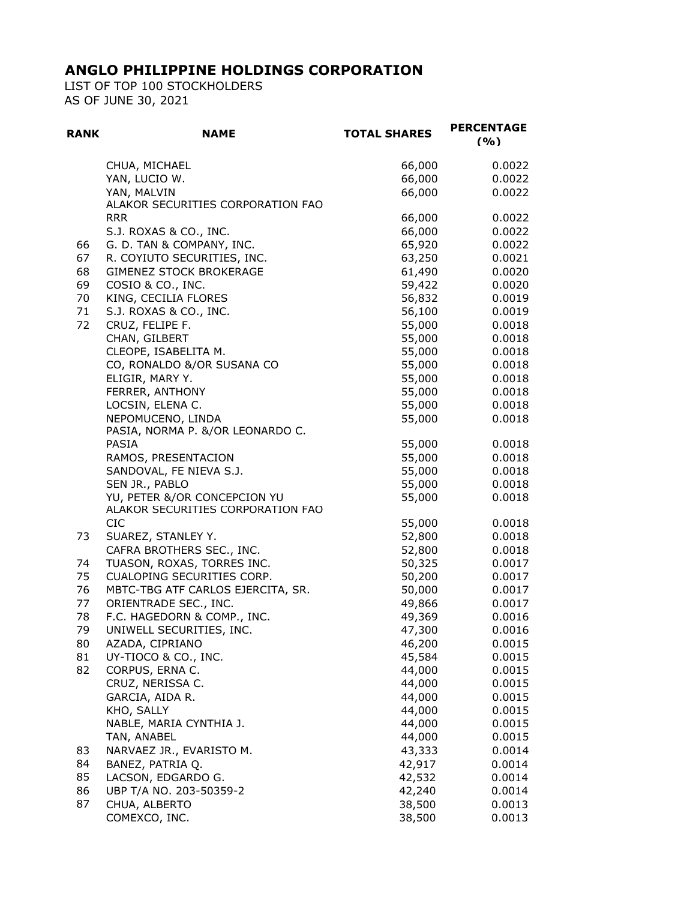# ANGLO PHILIPPINE HOLDINGS CORPORATION

LIST OF TOP 100 STOCKHOLDERS
AS OF JUNE 30, 2021

| RANK | NAME | TOTAL SHARES | PERCENTAGE (%) |
|---|---|---|---|
| | CHUA, MICHAEL | 66,000 | 0.0022 |
| | YAN, LUCIO W. | 66,000 | 0.0022 |
| | YAN, MALVIN | 66,000 | 0.0022 |
| | ALAKOR SECURITIES CORPORATION FAO RRR | 66,000 | 0.0022 |
| | S.J. ROXAS & CO., INC. | 66,000 | 0.0022 |
| 66 | G. D. TAN & COMPANY, INC. | 65,920 | 0.0022 |
| 67 | R. COYIUTO SECURITIES, INC. | 63,250 | 0.0021 |
| 68 | GIMENEZ STOCK BROKERAGE | 61,490 | 0.0020 |
| 69 | COSIO & CO., INC. | 59,422 | 0.0020 |
| 70 | KING, CECILIA FLORES | 56,832 | 0.0019 |
| 71 | S.J. ROXAS & CO., INC. | 56,100 | 0.0019 |
| 72 | CRUZ, FELIPE F. | 55,000 | 0.0018 |
| | CHAN, GILBERT | 55,000 | 0.0018 |
| | CLEOPE, ISABELITA M. | 55,000 | 0.0018 |
| | CO, RONALDO &/OR SUSANA CO | 55,000 | 0.0018 |
| | ELIGIR, MARY Y. | 55,000 | 0.0018 |
| | FERRER, ANTHONY | 55,000 | 0.0018 |
| | LOCSIN, ELENA C. | 55,000 | 0.0018 |
| | NEPOMUCENO, LINDA | 55,000 | 0.0018 |
| | PASIA, NORMA P. &/OR LEONARDO C. PASIA | 55,000 | 0.0018 |
| | RAMOS, PRESENTACION | 55,000 | 0.0018 |
| | SANDOVAL, FE NIEVA S.J. | 55,000 | 0.0018 |
| | SEN JR., PABLO | 55,000 | 0.0018 |
| | YU, PETER &/OR CONCEPCION YU | 55,000 | 0.0018 |
| | ALAKOR SECURITIES CORPORATION FAO CIC | 55,000 | 0.0018 |
| 73 | SUAREZ, STANLEY Y. | 52,800 | 0.0018 |
| | CAFRA BROTHERS SEC., INC. | 52,800 | 0.0018 |
| 74 | TUASON, ROXAS, TORRES INC. | 50,325 | 0.0017 |
| 75 | CUALOPING SECURITIES CORP. | 50,200 | 0.0017 |
| 76 | MBTC-TBG ATF CARLOS EJERCITA, SR. | 50,000 | 0.0017 |
| 77 | ORIENTRADE SEC., INC. | 49,866 | 0.0017 |
| 78 | F.C. HAGEDORN & COMP., INC. | 49,369 | 0.0016 |
| 79 | UNIWELL SECURITIES, INC. | 47,300 | 0.0016 |
| 80 | AZADA, CIPRIANO | 46,200 | 0.0015 |
| 81 | UY-TIOCO & CO., INC. | 45,584 | 0.0015 |
| 82 | CORPUS, ERNA C. | 44,000 | 0.0015 |
| | CRUZ, NERISSA C. | 44,000 | 0.0015 |
| | GARCIA, AIDA R. | 44,000 | 0.0015 |
| | KHO, SALLY | 44,000 | 0.0015 |
| | NABLE, MARIA CYNTHIA J. | 44,000 | 0.0015 |
| | TAN, ANABEL | 44,000 | 0.0015 |
| 83 | NARVAEZ JR., EVARISTO M. | 43,333 | 0.0014 |
| 84 | BANEZ, PATRIA Q. | 42,917 | 0.0014 |
| 85 | LACSON, EDGARDO G. | 42,532 | 0.0014 |
| 86 | UBP T/A NO. 203-50359-2 | 42,240 | 0.0014 |
| 87 | CHUA, ALBERTO | 38,500 | 0.0013 |
| | COMEXCO, INC. | 38,500 | 0.0013 |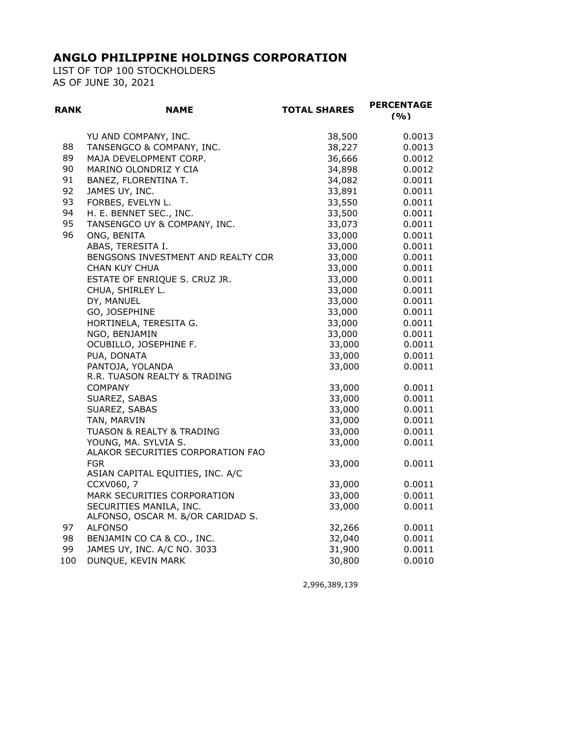# ANGLO PHILIPPINE HOLDINGS CORPORATION

LIST OF TOP 100 STOCKHOLDERS
AS OF JUNE 30, 2021

| RANK | NAME | TOTAL SHARES | PERCENTAGE (%) |
|---|---|---|---|
| | YU AND COMPANY, INC. | 38,500 | 0.0013 |
| 88 | TANSENGCO & COMPANY, INC. | 38,227 | 0.0013 |
| 89 | MAJA DEVELOPMENT CORP. | 36,666 | 0.0012 |
| 90 | MARINO OLONDRIZ Y CIA | 34,898 | 0.0012 |
| 91 | BANEZ, FLORENTINA T. | 34,082 | 0.0011 |
| 92 | JAMES UY, INC. | 33,891 | 0.0011 |
| 93 | FORBES, EVELYN L. | 33,550 | 0.0011 |
| 94 | H. E. BENNET SEC., INC. | 33,500 | 0.0011 |
| 95 | TANSENGCO UY & COMPANY, INC. | 33,073 | 0.0011 |
| 96 | ONG, BENITA | 33,000 | 0.0011 |
| | ABAS, TERESITA I. | 33,000 | 0.0011 |
| | BENGSONS INVESTMENT AND REALTY COR | 33,000 | 0.0011 |
| | CHAN KUY CHUA | 33,000 | 0.0011 |
| | ESTATE OF ENRIQUE S. CRUZ JR. | 33,000 | 0.0011 |
| | CHUA, SHIRLEY L. | 33,000 | 0.0011 |
| | DY, MANUEL | 33,000 | 0.0011 |
| | GO, JOSEPHINE | 33,000 | 0.0011 |
| | HORTINELA, TERESITA G. | 33,000 | 0.0011 |
| | NGO, BENJAMIN | 33,000 | 0.0011 |
| | OCUBILLO, JOSEPHINE F. | 33,000 | 0.0011 |
| | PUA, DONATA | 33,000 | 0.0011 |
| | PANTOJA, YOLANDA | 33,000 | 0.0011 |
| | R.R. TUASON REALTY & TRADING COMPANY | 33,000 | 0.0011 |
| | SUAREZ, SABAS | 33,000 | 0.0011 |
| | SUAREZ, SABAS | 33,000 | 0.0011 |
| | TAN, MARVIN | 33,000 | 0.0011 |
| | TUASON & REALTY & TRADING | 33,000 | 0.0011 |
| | YOUNG, MA. SYLVIA S. | 33,000 | 0.0011 |
| | ALAKOR SECURITIES CORPORATION FAO FGR | 33,000 | 0.0011 |
| | ASIAN CAPITAL EQUITIES, INC. A/C CCXV060, 7 | 33,000 | 0.0011 |
| | MARK SECURITIES CORPORATION | 33,000 | 0.0011 |
| | SECURITIES MANILA, INC. | 33,000 | 0.0011 |
| 97 | ALFONSO, OSCAR M. &/OR CARIDAD S. ALFONSO | 32,266 | 0.0011 |
| 98 | BENJAMIN CO CA & CO., INC. | 32,040 | 0.0011 |
| 99 | JAMES UY, INC. A/C NO. 3033 | 31,900 | 0.0011 |
| 100 | DUNQUE, KEVIN MARK | 30,800 | 0.0010 |
| | | 2,996,389,139 | |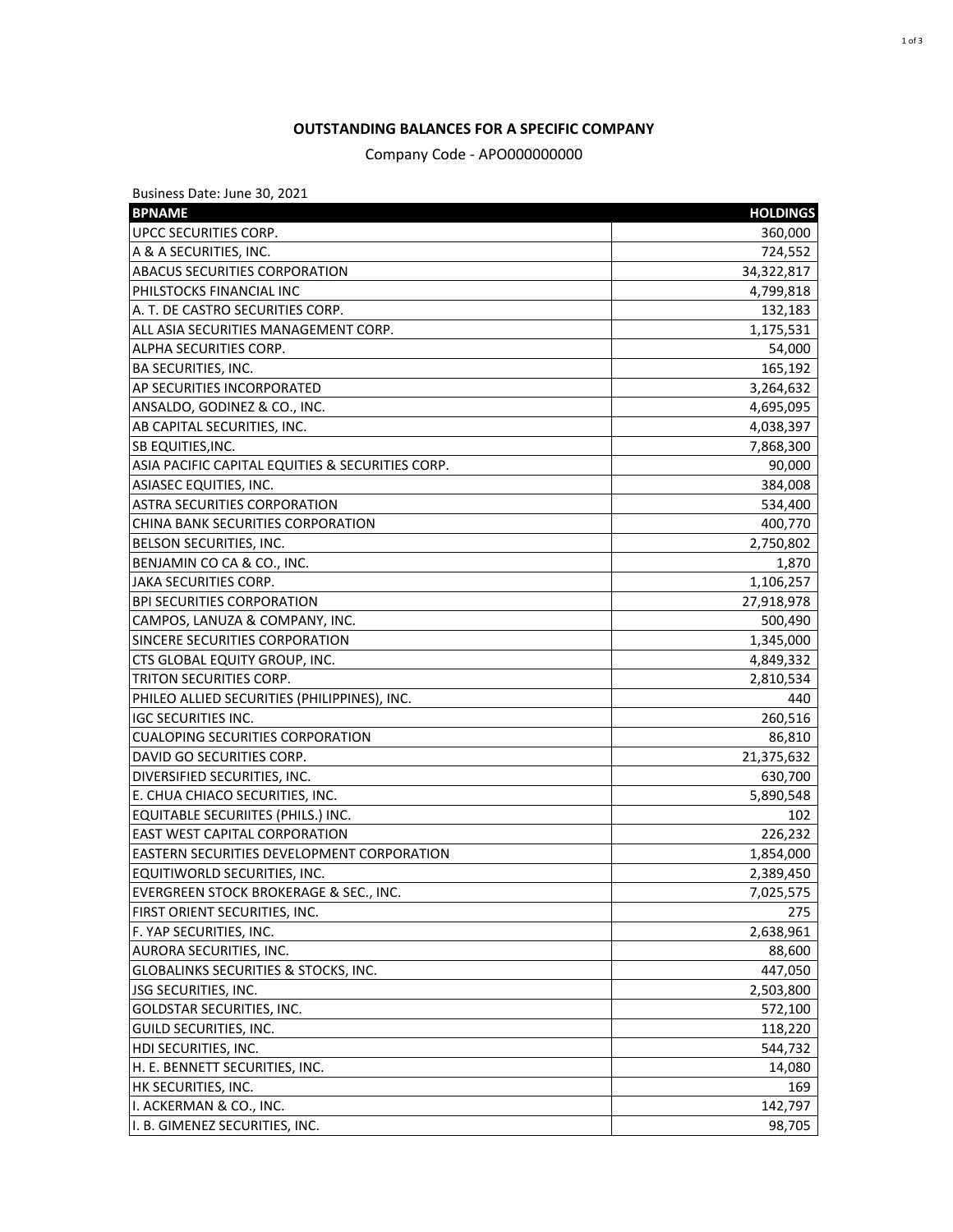**OUTSTANDING BALANCES FOR A SPECIFIC COMPANY**

Company Code - APO000000000

Business Date: June 30, 2021

| BPNAME | HOLDINGS |
|---|---:|
| UPCC SECURITIES CORP. | 360,000 |
| A & A SECURITIES, INC. | 724,552 |
| ABACUS SECURITIES CORPORATION | 34,322,817 |
| PHILSTOCKS FINANCIAL INC | 4,799,818 |
| A. T. DE CASTRO SECURITIES CORP. | 132,183 |
| ALL ASIA SECURITIES MANAGEMENT CORP. | 1,175,531 |
| ALPHA SECURITIES CORP. | 54,000 |
| BA SECURITIES, INC. | 165,192 |
| AP SECURITIES INCORPORATED | 3,264,632 |
| ANSALDO, GODINEZ & CO., INC. | 4,695,095 |
| AB CAPITAL SECURITIES, INC. | 4,038,397 |
| SB EQUITIES,INC. | 7,868,300 |
| ASIA PACIFIC CAPITAL EQUITIES & SECURITIES CORP. | 90,000 |
| ASIASEC EQUITIES, INC. | 384,008 |
| ASTRA SECURITIES CORPORATION | 534,400 |
| CHINA BANK SECURITIES CORPORATION | 400,770 |
| BELSON SECURITIES, INC. | 2,750,802 |
| BENJAMIN CO CA & CO., INC. | 1,870 |
| JAKA SECURITIES CORP. | 1,106,257 |
| BPI SECURITIES CORPORATION | 27,918,978 |
| CAMPOS, LANUZA & COMPANY, INC. | 500,490 |
| SINCERE SECURITIES CORPORATION | 1,345,000 |
| CTS GLOBAL EQUITY GROUP, INC. | 4,849,332 |
| TRITON SECURITIES CORP. | 2,810,534 |
| PHILEO ALLIED SECURITIES (PHILIPPINES), INC. | 440 |
| IGC SECURITIES INC. | 260,516 |
| CUALOPING SECURITIES CORPORATION | 86,810 |
| DAVID GO SECURITIES CORP. | 21,375,632 |
| DIVERSIFIED SECURITIES, INC. | 630,700 |
| E. CHUA CHIACO SECURITIES, INC. | 5,890,548 |
| EQUITABLE SECURIITES (PHILS.) INC. | 102 |
| EAST WEST CAPITAL CORPORATION | 226,232 |
| EASTERN SECURITIES DEVELOPMENT CORPORATION | 1,854,000 |
| EQUITIWORLD SECURITIES, INC. | 2,389,450 |
| EVERGREEN STOCK BROKERAGE & SEC., INC. | 7,025,575 |
| FIRST ORIENT SECURITIES, INC. | 275 |
| F. YAP SECURITIES, INC. | 2,638,961 |
| AURORA SECURITIES, INC. | 88,600 |
| GLOBALINKS SECURITIES & STOCKS, INC. | 447,050 |
| JSG SECURITIES, INC. | 2,503,800 |
| GOLDSTAR SECURITIES, INC. | 572,100 |
| GUILD SECURITIES, INC. | 118,220 |
| HDI SECURITIES, INC. | 544,732 |
| H. E. BENNETT SECURITIES, INC. | 14,080 |
| HK SECURITIES, INC. | 169 |
| I. ACKERMAN & CO., INC. | 142,797 |
| I. B. GIMENEZ SECURITIES, INC. | 98,705 |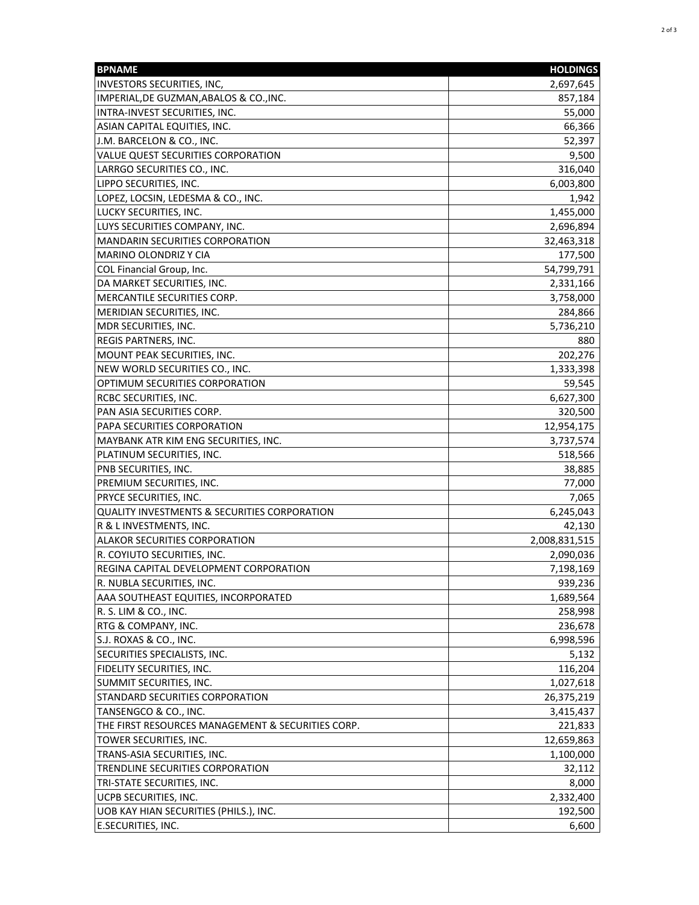| BPNAME | HOLDINGS |
| --- | --- |
| INVESTORS SECURITIES, INC, | 2,697,645 |
| IMPERIAL,DE GUZMAN,ABALOS & CO.,INC. | 857,184 |
| INTRA-INVEST SECURITIES, INC. | 55,000 |
| ASIAN CAPITAL EQUITIES, INC. | 66,366 |
| J.M. BARCELON & CO., INC. | 52,397 |
| VALUE QUEST SECURITIES CORPORATION | 9,500 |
| LARRGO SECURITIES CO., INC. | 316,040 |
| LIPPO SECURITIES, INC. | 6,003,800 |
| LOPEZ, LOCSIN, LEDESMA & CO., INC. | 1,942 |
| LUCKY SECURITIES, INC. | 1,455,000 |
| LUYS SECURITIES COMPANY, INC. | 2,696,894 |
| MANDARIN SECURITIES CORPORATION | 32,463,318 |
| MARINO OLONDRIZ Y CIA | 177,500 |
| COL Financial Group, Inc. | 54,799,791 |
| DA MARKET SECURITIES, INC. | 2,331,166 |
| MERCANTILE SECURITIES CORP. | 3,758,000 |
| MERIDIAN SECURITIES, INC. | 284,866 |
| MDR SECURITIES, INC. | 5,736,210 |
| REGIS PARTNERS, INC. | 880 |
| MOUNT PEAK SECURITIES, INC. | 202,276 |
| NEW WORLD SECURITIES CO., INC. | 1,333,398 |
| OPTIMUM SECURITIES CORPORATION | 59,545 |
| RCBC SECURITIES, INC. | 6,627,300 |
| PAN ASIA SECURITIES CORP. | 320,500 |
| PAPA SECURITIES CORPORATION | 12,954,175 |
| MAYBANK ATR KIM ENG SECURITIES, INC. | 3,737,574 |
| PLATINUM SECURITIES, INC. | 518,566 |
| PNB SECURITIES, INC. | 38,885 |
| PREMIUM SECURITIES, INC. | 77,000 |
| PRYCE SECURITIES, INC. | 7,065 |
| QUALITY INVESTMENTS & SECURITIES CORPORATION | 6,245,043 |
| R & L INVESTMENTS, INC. | 42,130 |
| ALAKOR SECURITIES CORPORATION | 2,008,831,515 |
| R. COYIUTO SECURITIES, INC. | 2,090,036 |
| REGINA CAPITAL DEVELOPMENT CORPORATION | 7,198,169 |
| R. NUBLA SECURITIES, INC. | 939,236 |
| AAA SOUTHEAST EQUITIES, INCORPORATED | 1,689,564 |
| R. S. LIM & CO., INC. | 258,998 |
| RTG & COMPANY, INC. | 236,678 |
| S.J. ROXAS & CO., INC. | 6,998,596 |
| SECURITIES SPECIALISTS, INC. | 5,132 |
| FIDELITY SECURITIES, INC. | 116,204 |
| SUMMIT SECURITIES, INC. | 1,027,618 |
| STANDARD SECURITIES CORPORATION | 26,375,219 |
| TANSENGCO & CO., INC. | 3,415,437 |
| THE FIRST RESOURCES MANAGEMENT & SECURITIES CORP. | 221,833 |
| TOWER SECURITIES, INC. | 12,659,863 |
| TRANS-ASIA SECURITIES, INC. | 1,100,000 |
| TRENDLINE SECURITIES CORPORATION | 32,112 |
| TRI-STATE SECURITIES, INC. | 8,000 |
| UCPB SECURITIES, INC. | 2,332,400 |
| UOB KAY HIAN SECURITIES (PHILS.), INC. | 192,500 |
| E.SECURITIES, INC. | 6,600 |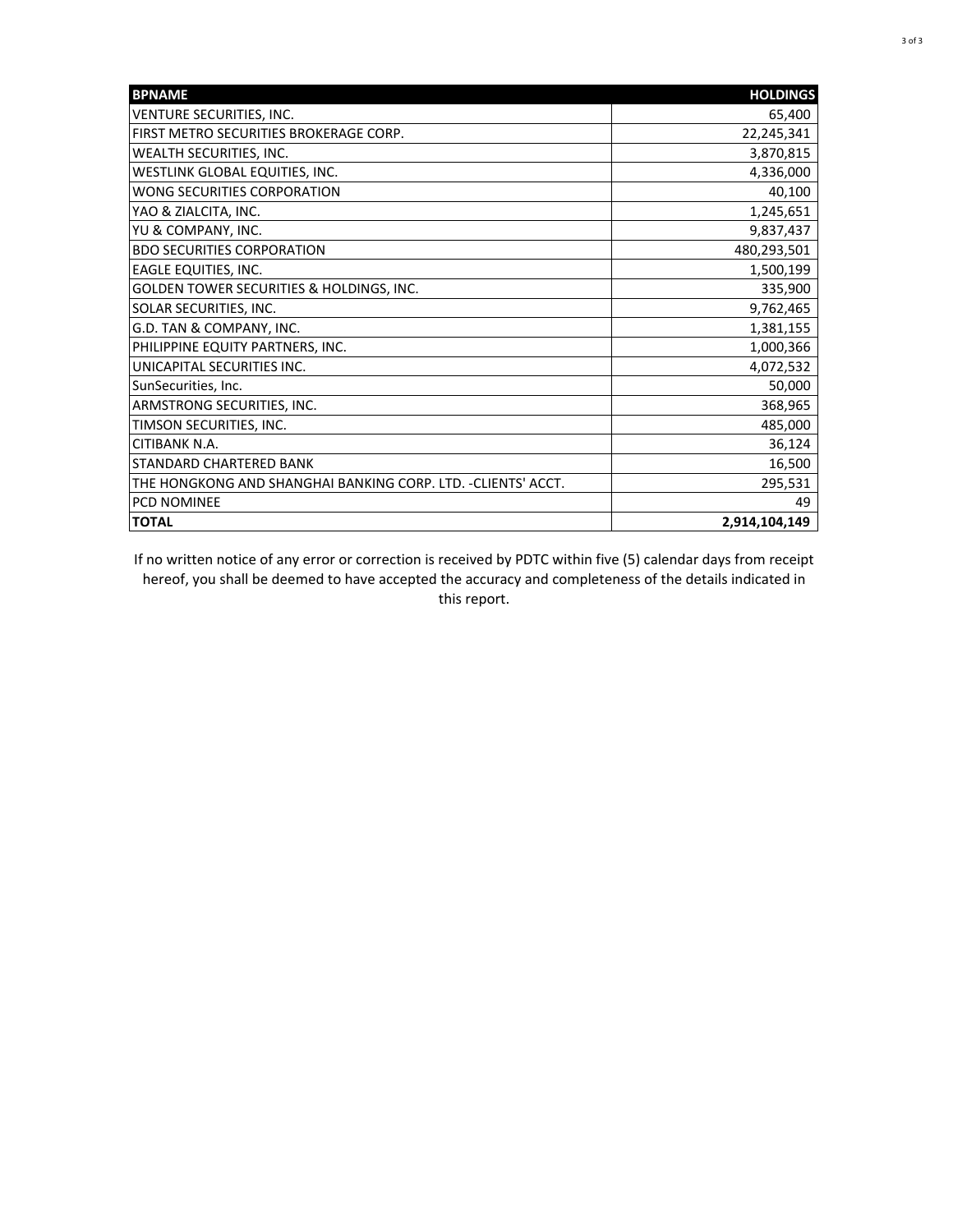| BPNAME | HOLDINGS |
| --- | --- |
| VENTURE SECURITIES, INC. | 65,400 |
| FIRST METRO SECURITIES BROKERAGE CORP. | 22,245,341 |
| WEALTH SECURITIES, INC. | 3,870,815 |
| WESTLINK GLOBAL EQUITIES, INC. | 4,336,000 |
| WONG SECURITIES CORPORATION | 40,100 |
| YAO & ZIALCITA, INC. | 1,245,651 |
| YU & COMPANY, INC. | 9,837,437 |
| BDO SECURITIES CORPORATION | 480,293,501 |
| EAGLE EQUITIES, INC. | 1,500,199 |
| GOLDEN TOWER SECURITIES & HOLDINGS, INC. | 335,900 |
| SOLAR SECURITIES, INC. | 9,762,465 |
| G.D. TAN & COMPANY, INC. | 1,381,155 |
| PHILIPPINE EQUITY PARTNERS, INC. | 1,000,366 |
| UNICAPITAL SECURITIES INC. | 4,072,532 |
| SunSecurities, Inc. | 50,000 |
| ARMSTRONG SECURITIES, INC. | 368,965 |
| TIMSON SECURITIES, INC. | 485,000 |
| CITIBANK N.A. | 36,124 |
| STANDARD CHARTERED BANK | 16,500 |
| THE HONGKONG AND SHANGHAI BANKING CORP. LTD. -CLIENTS' ACCT. | 295,531 |
| PCD NOMINEE | 49 |
| **TOTAL** | **2,914,104,149** |

If no written notice of any error or correction is received by PDTC within five (5) calendar days from receipt hereof, you shall be deemed to have accepted the accuracy and completeness of the details indicated in this report.